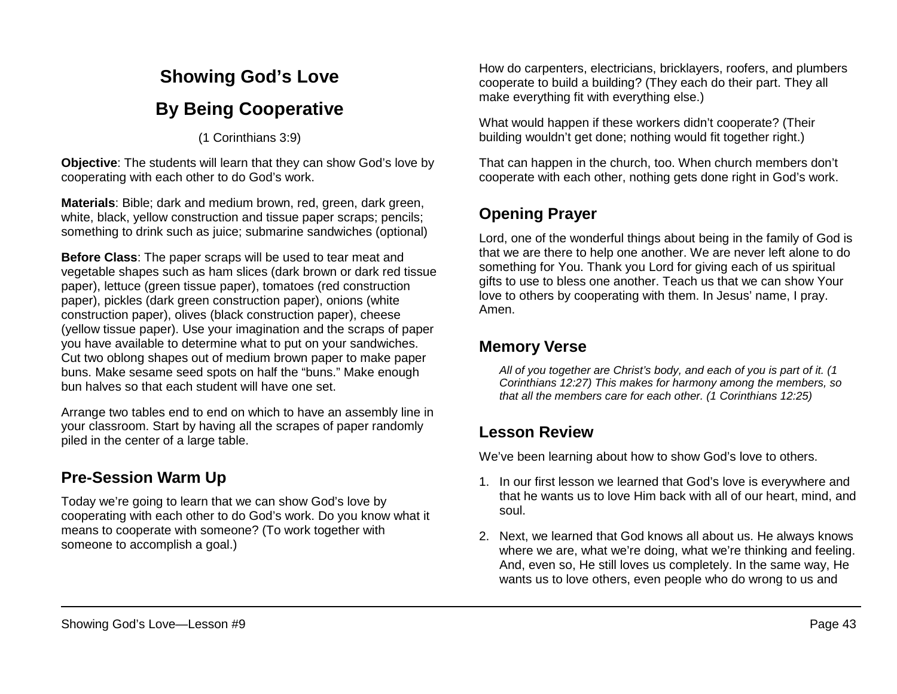# Showing God's Love

# By Being Cooperative

(1 Corinthians 3:9)

**Objective**: The students will learn that they can show God's love by cooperating with each other to do God's work.

**Materials**: Bible; dark and medium brown, red, green, dark green, white, black, yellow construction and tissue paper scraps; pencils; something to drink such as juice; submarine sandwiches (optional)

**Before Class**: The paper scraps will be used to tear meat and vegetable shapes such as ham slices (dark brown or dark red tissue paper), lettuce (green tissue paper), tomatoes (red construction paper), pickles (dark green construction paper), onions (white construction paper), olives (black construction paper), cheese (yellow tissue paper). Use your imagination and the scraps of paper you have available to determine what to put on your sandwiches. Cut two oblong shapes out of medium brown paper to make paper buns. Make sesame seed spots on half the "buns." Make enough bun halves so that each student will have one set.

Arrange two tables end to end on which to have an assembly line in your classroom. Start by having all the scrapes of paper randomly piled in the center of a large table.

## Pre-Session Warm Up

Today we're going to learn that we can show God's love by cooperating with each other to do God's work. Do you know what it means to cooperate with someone? (To work together with someone to accomplish a goal.)

How do carpenters, electricians, bricklayers, roofers, and plumbers cooperate to build a building? (They each do their part. They all make everything fit with everything else.)

What would happen if these workers didn't cooperate? (Their building wouldn't get done; nothing would fit together right.)

That can happen in the church, too. When church members don't cooperate with each other, nothing gets done right in God's work.

## Opening Prayer

Lord, one of the wonderful things about being in the family of God is that we are there to help one another. We are never left alone to do something for You. Thank you Lord for giving each of us spiritual gifts to use to bless one another. Teach us that we can show Your love to others by cooperating with them. In Jesus' name, I pray. Amen.

## Memory Verse

> *All of you together are Christ's body, and each of you is part of it. (1 Corinthians 12:27) This makes for harmony among the members, so that all the members care for each other. (1 Corinthians 12:25)*

## Lesson Review

We've been learning about how to show God's love to others.

1. In our first lesson we learned that God's love is everywhere and that he wants us to love Him back with all of our heart, mind, and soul.
2. Next, we learned that God knows all about us. He always knows where we are, what we're doing, what we're thinking and feeling. And, even so, He still loves us completely. In the same way, He wants us to love others, even people who do wrong to us and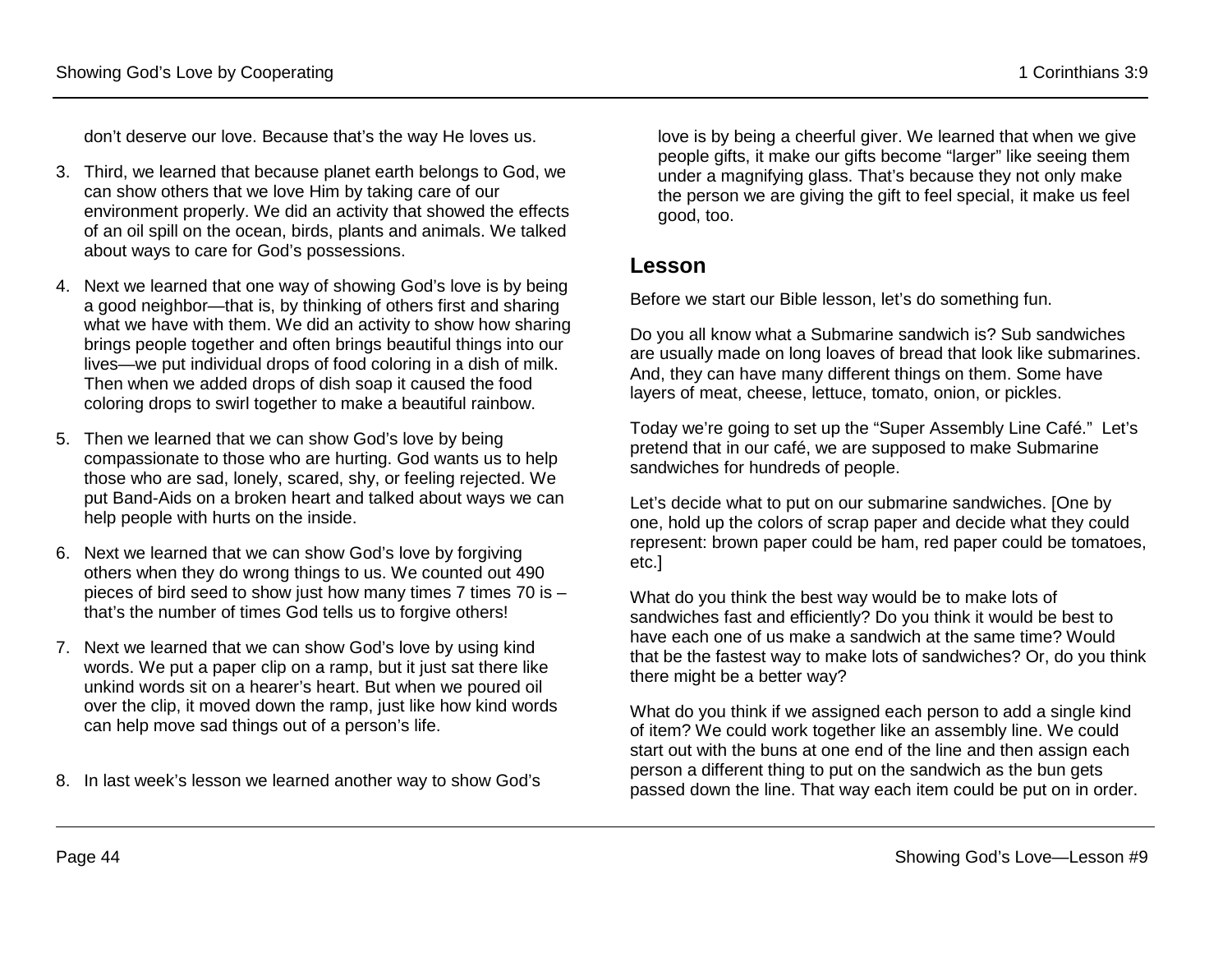don't deserve our love. Because that's the way He loves us.

3. Third, we learned that because planet earth belongs to God, we can show others that we love Him by taking care of our environment properly. We did an activity that showed the effects of an oil spill on the ocean, birds, plants and animals. We talked about ways to care for God's possessions.

4. Next we learned that one way of showing God's love is by being a good neighbor—that is, by thinking of others first and sharing what we have with them. We did an activity to show how sharing brings people together and often brings beautiful things into our lives—we put individual drops of food coloring in a dish of milk. Then when we added drops of dish soap it caused the food coloring drops to swirl together to make a beautiful rainbow.

5. Then we learned that we can show God's love by being compassionate to those who are hurting. God wants us to help those who are sad, lonely, scared, shy, or feeling rejected. We put Band-Aids on a broken heart and talked about ways we can help people with hurts on the inside.

6. Next we learned that we can show God's love by forgiving others when they do wrong things to us. We counted out 490 pieces of bird seed to show just how many times 7 times 70 is – that's the number of times God tells us to forgive others!

7. Next we learned that we can show God's love by using kind words. We put a paper clip on a ramp, but it just sat there like unkind words sit on a hearer's heart. But when we poured oil over the clip, it moved down the ramp, just like how kind words can help move sad things out of a person's life.

8. In last week's lesson we learned another way to show God's love is by being a cheerful giver. We learned that when we give people gifts, it make our gifts become "larger" like seeing them under a magnifying glass. That's because they not only make the person we are giving the gift to feel special, it make us feel good, too.

## Lesson

Before we start our Bible lesson, let's do something fun.

Do you all know what a Submarine sandwich is? Sub sandwiches are usually made on long loaves of bread that look like submarines. And, they can have many different things on them. Some have layers of meat, cheese, lettuce, tomato, onion, or pickles.

Today we're going to set up the "Super Assembly Line Café." Let's pretend that in our café, we are supposed to make Submarine sandwiches for hundreds of people.

Let's decide what to put on our submarine sandwiches. [One by one, hold up the colors of scrap paper and decide what they could represent: brown paper could be ham, red paper could be tomatoes, etc.]

What do you think the best way would be to make lots of sandwiches fast and efficiently? Do you think it would be best to have each one of us make a sandwich at the same time? Would that be the fastest way to make lots of sandwiches? Or, do you think there might be a better way?

What do you think if we assigned each person to add a single kind of item? We could work together like an assembly line. We could start out with the buns at one end of the line and then assign each person a different thing to put on the sandwich as the bun gets passed down the line. That way each item could be put on in order.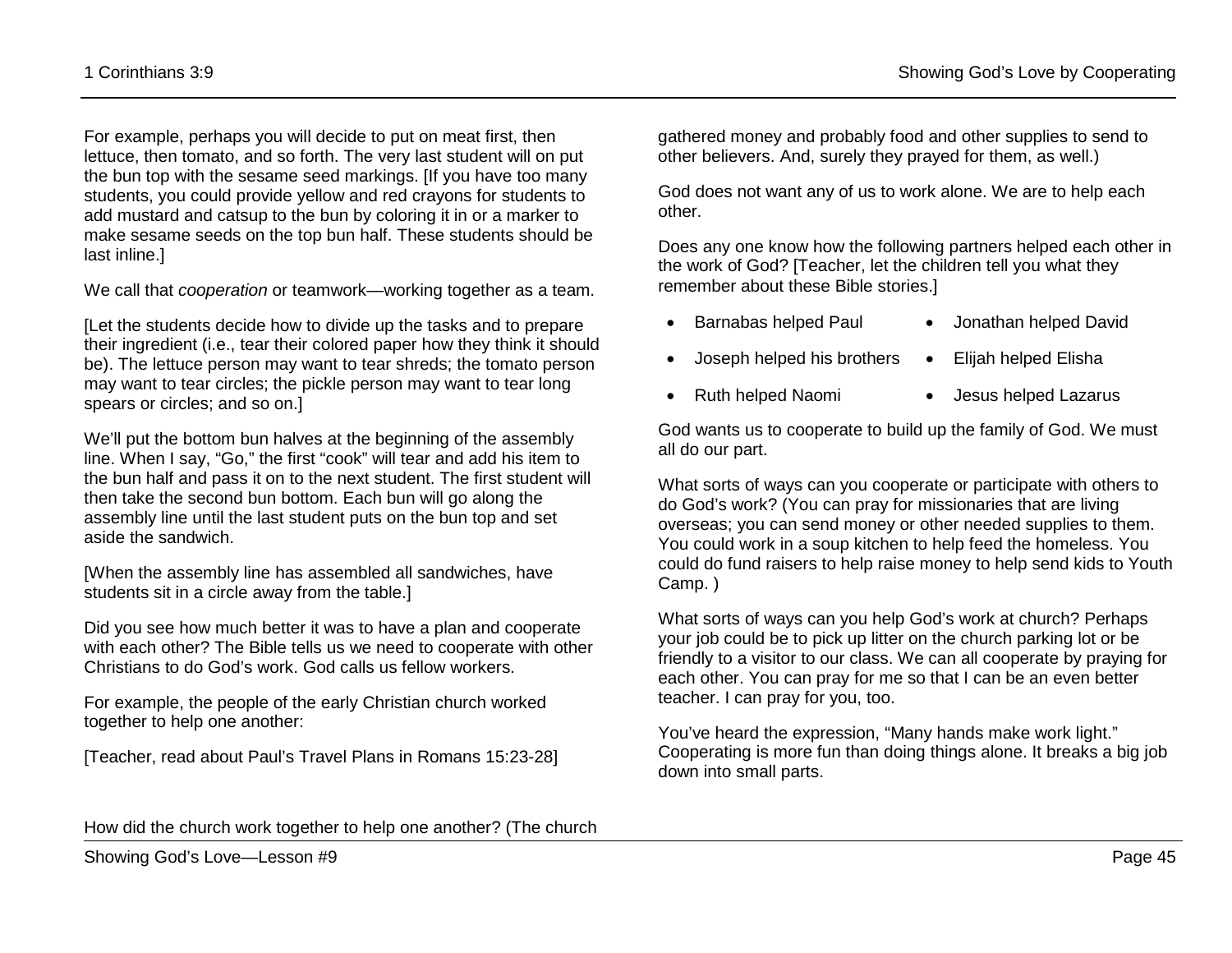For example, perhaps you will decide to put on meat first, then lettuce, then tomato, and so forth. The very last student will on put the bun top with the sesame seed markings. [If you have too many students, you could provide yellow and red crayons for students to add mustard and catsup to the bun by coloring it in or a marker to make sesame seeds on the top bun half. These students should be last inline.]

We call that *cooperation* or teamwork—working together as a team.

[Let the students decide how to divide up the tasks and to prepare their ingredient (i.e., tear their colored paper how they think it should be). The lettuce person may want to tear shreds; the tomato person may want to tear circles; the pickle person may want to tear long spears or circles; and so on.]

We'll put the bottom bun halves at the beginning of the assembly line. When I say, "Go," the first "cook" will tear and add his item to the bun half and pass it on to the next student. The first student will then take the second bun bottom. Each bun will go along the assembly line until the last student puts on the bun top and set aside the sandwich.

[When the assembly line has assembled all sandwiches, have students sit in a circle away from the table.]

Did you see how much better it was to have a plan and cooperate with each other? The Bible tells us we need to cooperate with other Christians to do God's work. God calls us fellow workers.

For example, the people of the early Christian church worked together to help one another:

[Teacher, read about Paul's Travel Plans in Romans 15:23-28]

How did the church work together to help one another? (The church gathered money and probably food and other supplies to send to other believers. And, surely they prayed for them, as well.)

God does not want any of us to work alone. We are to help each other.

Does any one know how the following partners helped each other in the work of God? [Teacher, let the children tell you what they remember about these Bible stories.]

- Barnabas helped Paul
- Joseph helped his brothers
- Ruth helped Naomi
- Jonathan helped David
- Elijah helped Elisha
- Jesus helped Lazarus

God wants us to cooperate to build up the family of God. We must all do our part.

What sorts of ways can you cooperate or participate with others to do God's work? (You can pray for missionaries that are living overseas; you can send money or other needed supplies to them. You could work in a soup kitchen to help feed the homeless. You could do fund raisers to help raise money to help send kids to Youth Camp. )

What sorts of ways can you help God's work at church? Perhaps your job could be to pick up litter on the church parking lot or be friendly to a visitor to our class. We can all cooperate by praying for each other. You can pray for me so that I can be an even better teacher. I can pray for you, too.

You've heard the expression, "Many hands make work light." Cooperating is more fun than doing things alone. It breaks a big job down into small parts.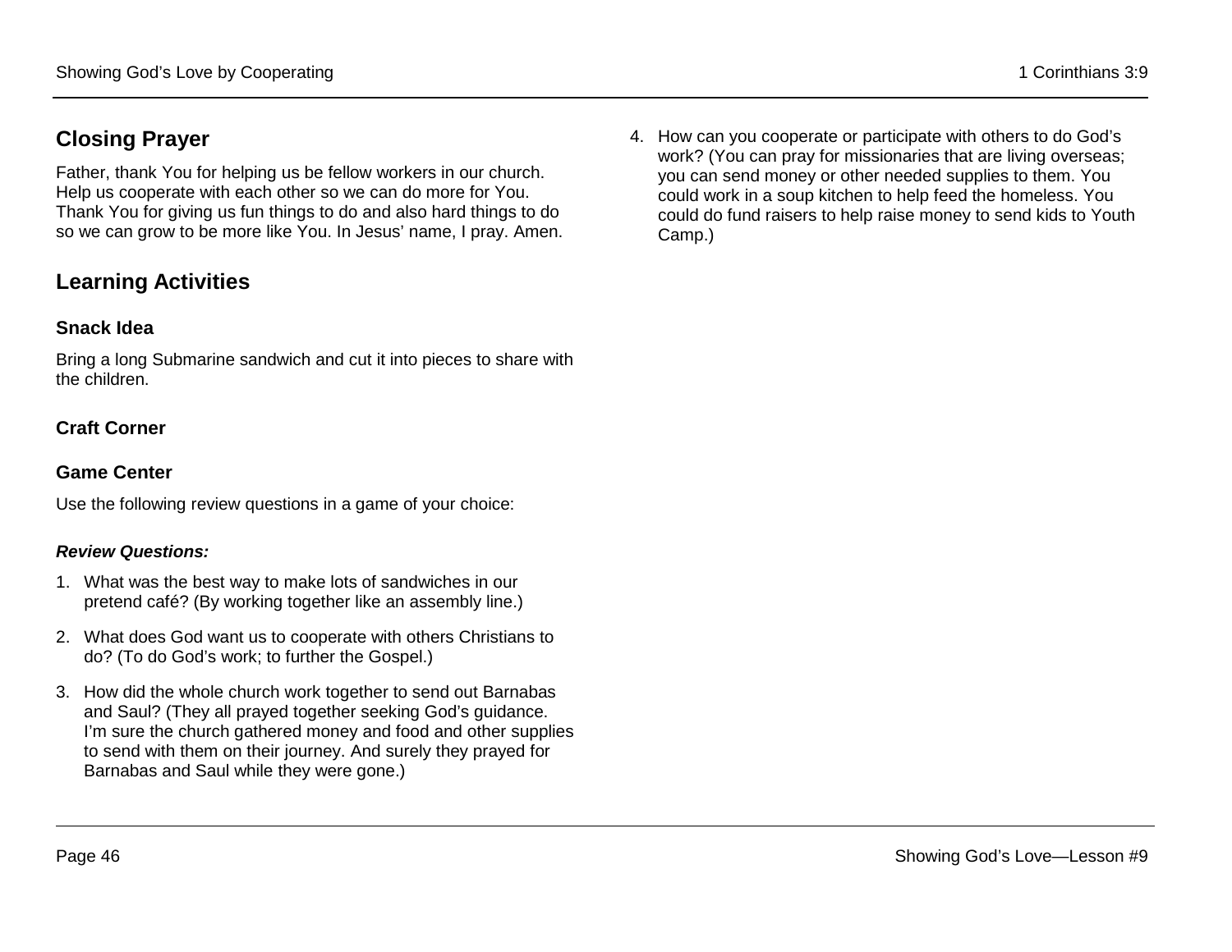## Closing Prayer

Father, thank You for helping us be fellow workers in our church. Help us cooperate with each other so we can do more for You. Thank You for giving us fun things to do and also hard things to do so we can grow to be more like You. In Jesus' name, I pray. Amen.

## Learning Activities

### Snack Idea

Bring a long Submarine sandwich and cut it into pieces to share with the children.

### Craft Corner

### Game Center

Use the following review questions in a game of your choice:

***Review Questions:***

1. What was the best way to make lots of sandwiches in our pretend café? (By working together like an assembly line.)
2. What does God want us to cooperate with others Christians to do? (To do God's work; to further the Gospel.)
3. How did the whole church work together to send out Barnabas and Saul? (They all prayed together seeking God's guidance. I'm sure the church gathered money and food and other supplies to send with them on their journey. And surely they prayed for Barnabas and Saul while they were gone.)
4. How can you cooperate or participate with others to do God's work? (You can pray for missionaries that are living overseas; you can send money or other needed supplies to them. You could work in a soup kitchen to help feed the homeless. You could do fund raisers to help raise money to send kids to Youth Camp.)